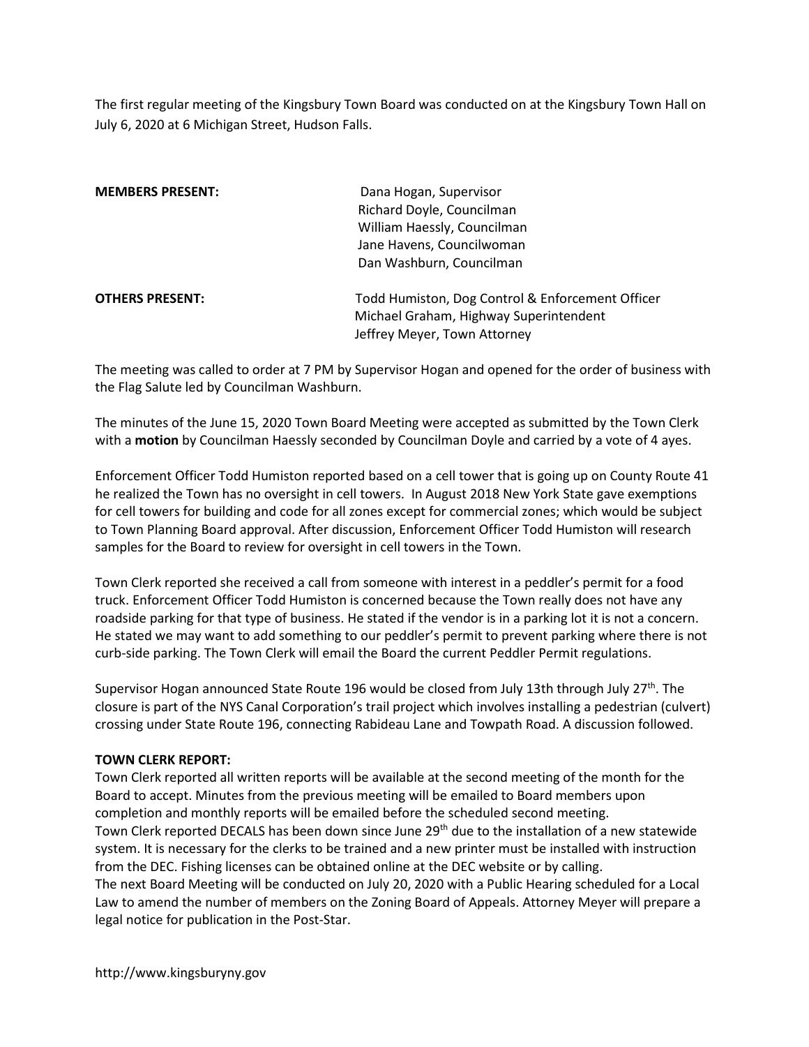The first regular meeting of the Kingsbury Town Board was conducted on at the Kingsbury Town Hall on July 6, 2020 at 6 Michigan Street, Hudson Falls.

**MEMBERS PRESENT:** Dana Hogan, Supervisor
Richard Doyle, Councilman
William Haessly, Councilman
Jane Havens, Councilwoman
Dan Washburn, Councilman

**OTHERS PRESENT:** Todd Humiston, Dog Control & Enforcement Officer
Michael Graham, Highway Superintendent
Jeffrey Meyer, Town Attorney

The meeting was called to order at 7 PM by Supervisor Hogan and opened for the order of business with the Flag Salute led by Councilman Washburn.

The minutes of the June 15, 2020 Town Board Meeting were accepted as submitted by the Town Clerk with a **motion** by Councilman Haessly seconded by Councilman Doyle and carried by a vote of 4 ayes.

Enforcement Officer Todd Humiston reported based on a cell tower that is going up on County Route 41 he realized the Town has no oversight in cell towers. In August 2018 New York State gave exemptions for cell towers for building and code for all zones except for commercial zones; which would be subject to Town Planning Board approval. After discussion, Enforcement Officer Todd Humiston will research samples for the Board to review for oversight in cell towers in the Town.

Town Clerk reported she received a call from someone with interest in a peddler's permit for a food truck. Enforcement Officer Todd Humiston is concerned because the Town really does not have any roadside parking for that type of business. He stated if the vendor is in a parking lot it is not a concern. He stated we may want to add something to our peddler's permit to prevent parking where there is not curb-side parking. The Town Clerk will email the Board the current Peddler Permit regulations.

Supervisor Hogan announced State Route 196 would be closed from July 13th through July 27th. The closure is part of the NYS Canal Corporation's trail project which involves installing a pedestrian (culvert) crossing under State Route 196, connecting Rabideau Lane and Towpath Road. A discussion followed.

**TOWN CLERK REPORT:**

Town Clerk reported all written reports will be available at the second meeting of the month for the Board to accept. Minutes from the previous meeting will be emailed to Board members upon completion and monthly reports will be emailed before the scheduled second meeting.

Town Clerk reported DECALS has been down since June 29th due to the installation of a new statewide system. It is necessary for the clerks to be trained and a new printer must be installed with instruction from the DEC. Fishing licenses can be obtained online at the DEC website or by calling.

The next Board Meeting will be conducted on July 20, 2020 with a Public Hearing scheduled for a Local Law to amend the number of members on the Zoning Board of Appeals. Attorney Meyer will prepare a legal notice for publication in the Post-Star.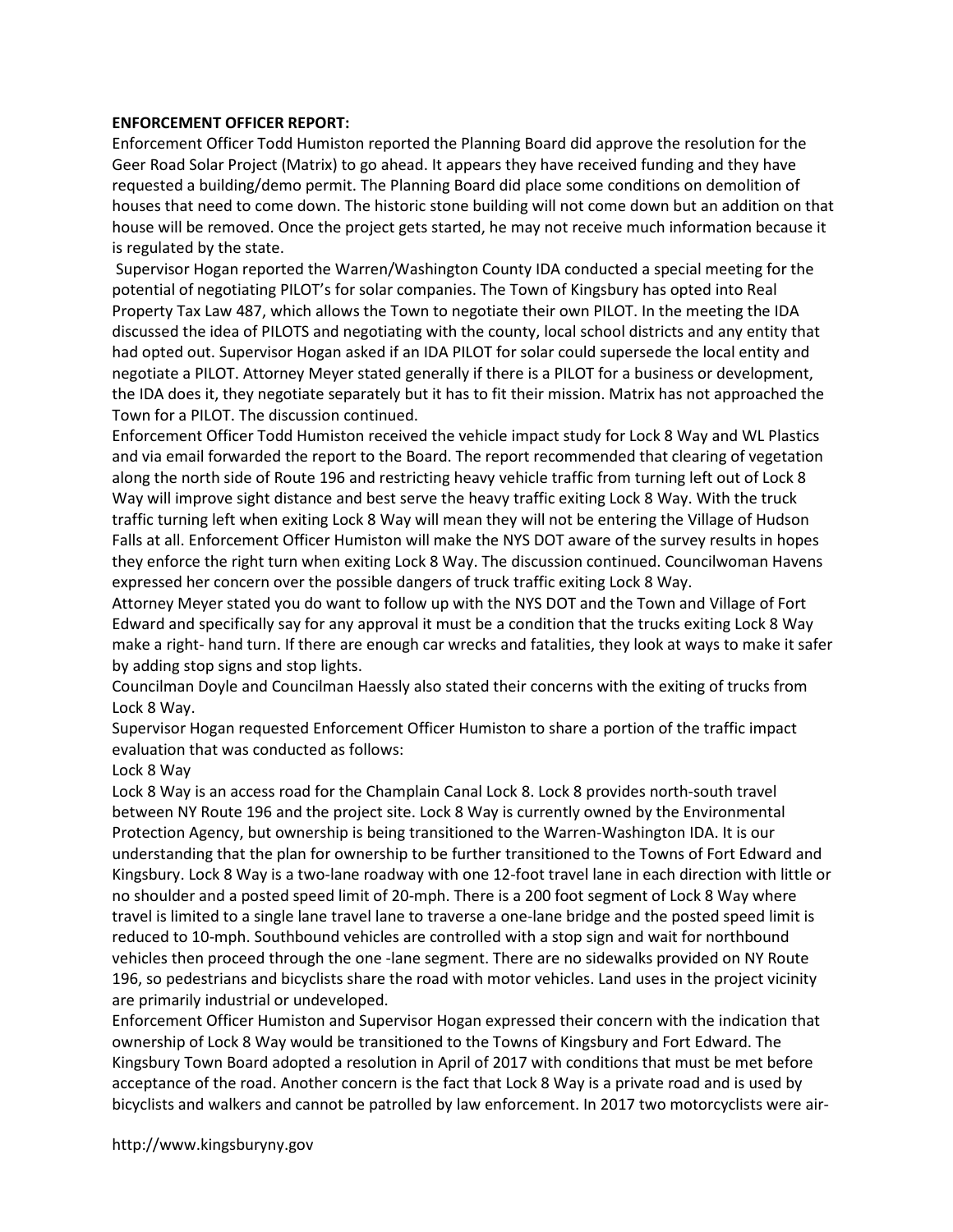**ENFORCEMENT OFFICER REPORT:**

Enforcement Officer Todd Humiston reported the Planning Board did approve the resolution for the Geer Road Solar Project (Matrix) to go ahead. It appears they have received funding and they have requested a building/demo permit. The Planning Board did place some conditions on demolition of houses that need to come down. The historic stone building will not come down but an addition on that house will be removed. Once the project gets started, he may not receive much information because it is regulated by the state.

Supervisor Hogan reported the Warren/Washington County IDA conducted a special meeting for the potential of negotiating PILOT's for solar companies. The Town of Kingsbury has opted into Real Property Tax Law 487, which allows the Town to negotiate their own PILOT. In the meeting the IDA discussed the idea of PILOTS and negotiating with the county, local school districts and any entity that had opted out. Supervisor Hogan asked if an IDA PILOT for solar could supersede the local entity and negotiate a PILOT. Attorney Meyer stated generally if there is a PILOT for a business or development, the IDA does it, they negotiate separately but it has to fit their mission. Matrix has not approached the Town for a PILOT. The discussion continued.

Enforcement Officer Todd Humiston received the vehicle impact study for Lock 8 Way and WL Plastics and via email forwarded the report to the Board. The report recommended that clearing of vegetation along the north side of Route 196 and restricting heavy vehicle traffic from turning left out of Lock 8 Way will improve sight distance and best serve the heavy traffic exiting Lock 8 Way. With the truck traffic turning left when exiting Lock 8 Way will mean they will not be entering the Village of Hudson Falls at all. Enforcement Officer Humiston will make the NYS DOT aware of the survey results in hopes they enforce the right turn when exiting Lock 8 Way. The discussion continued. Councilwoman Havens expressed her concern over the possible dangers of truck traffic exiting Lock 8 Way.

Attorney Meyer stated you do want to follow up with the NYS DOT and the Town and Village of Fort Edward and specifically say for any approval it must be a condition that the trucks exiting Lock 8 Way make a right- hand turn. If there are enough car wrecks and fatalities, they look at ways to make it safer by adding stop signs and stop lights.

Councilman Doyle and Councilman Haessly also stated their concerns with the exiting of trucks from Lock 8 Way.

Supervisor Hogan requested Enforcement Officer Humiston to share a portion of the traffic impact evaluation that was conducted as follows:

Lock 8 Way

Lock 8 Way is an access road for the Champlain Canal Lock 8. Lock 8 provides north-south travel between NY Route 196 and the project site. Lock 8 Way is currently owned by the Environmental Protection Agency, but ownership is being transitioned to the Warren-Washington IDA. It is our understanding that the plan for ownership to be further transitioned to the Towns of Fort Edward and Kingsbury. Lock 8 Way is a two-lane roadway with one 12-foot travel lane in each direction with little or no shoulder and a posted speed limit of 20-mph. There is a 200 foot segment of Lock 8 Way where travel is limited to a single lane travel lane to traverse a one-lane bridge and the posted speed limit is reduced to 10-mph. Southbound vehicles are controlled with a stop sign and wait for northbound vehicles then proceed through the one -lane segment. There are no sidewalks provided on NY Route 196, so pedestrians and bicyclists share the road with motor vehicles. Land uses in the project vicinity are primarily industrial or undeveloped.

Enforcement Officer Humiston and Supervisor Hogan expressed their concern with the indication that ownership of Lock 8 Way would be transitioned to the Towns of Kingsbury and Fort Edward. The Kingsbury Town Board adopted a resolution in April of 2017 with conditions that must be met before acceptance of the road. Another concern is the fact that Lock 8 Way is a private road and is used by bicyclists and walkers and cannot be patrolled by law enforcement. In 2017 two motorcyclists were air-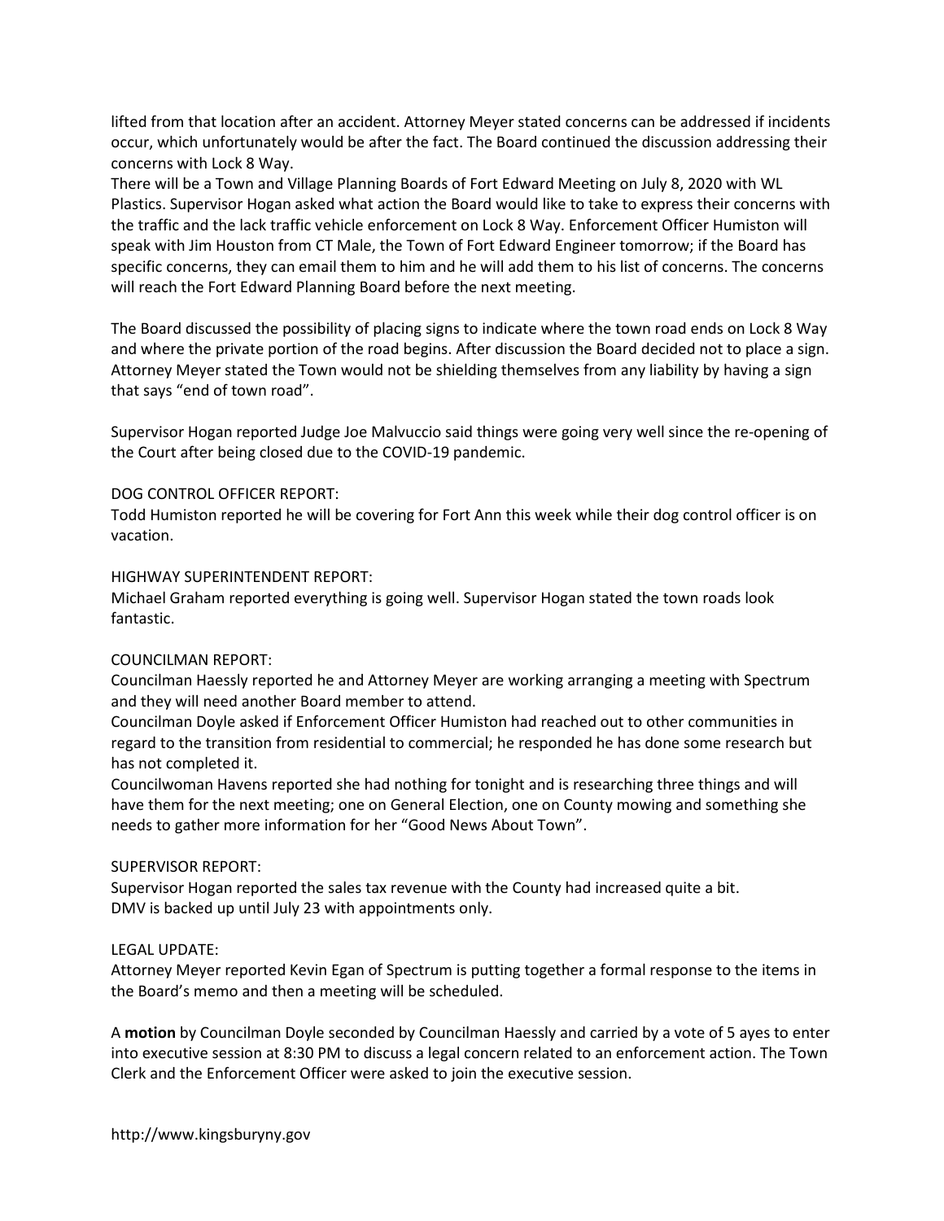lifted from that location after an accident. Attorney Meyer stated concerns can be addressed if incidents occur, which unfortunately would be after the fact. The Board continued the discussion addressing their concerns with Lock 8 Way.
There will be a Town and Village Planning Boards of Fort Edward Meeting on July 8, 2020 with WL Plastics. Supervisor Hogan asked what action the Board would like to take to express their concerns with the traffic and the lack traffic vehicle enforcement on Lock 8 Way. Enforcement Officer Humiston will speak with Jim Houston from CT Male, the Town of Fort Edward Engineer tomorrow; if the Board has specific concerns, they can email them to him and he will add them to his list of concerns. The concerns will reach the Fort Edward Planning Board before the next meeting.

The Board discussed the possibility of placing signs to indicate where the town road ends on Lock 8 Way and where the private portion of the road begins. After discussion the Board decided not to place a sign. Attorney Meyer stated the Town would not be shielding themselves from any liability by having a sign that says "end of town road".

Supervisor Hogan reported Judge Joe Malvuccio said things were going very well since the re-opening of the Court after being closed due to the COVID-19 pandemic.

DOG CONTROL OFFICER REPORT:
Todd Humiston reported he will be covering for Fort Ann this week while their dog control officer is on vacation.

HIGHWAY SUPERINTENDENT REPORT:
Michael Graham reported everything is going well. Supervisor Hogan stated the town roads look fantastic.

COUNCILMAN REPORT:
Councilman Haessly reported he and Attorney Meyer are working arranging a meeting with Spectrum and they will need another Board member to attend.
Councilman Doyle asked if Enforcement Officer Humiston had reached out to other communities in regard to the transition from residential to commercial; he responded he has done some research but has not completed it.
Councilwoman Havens reported she had nothing for tonight and is researching three things and will have them for the next meeting; one on General Election, one on County mowing and something she needs to gather more information for her "Good News About Town".

SUPERVISOR REPORT:
Supervisor Hogan reported the sales tax revenue with the County had increased quite a bit.
DMV is backed up until July 23 with appointments only.

LEGAL UPDATE:
Attorney Meyer reported Kevin Egan of Spectrum is putting together a formal response to the items in the Board's memo and then a meeting will be scheduled.

A **motion** by Councilman Doyle seconded by Councilman Haessly and carried by a vote of 5 ayes to enter into executive session at 8:30 PM to discuss a legal concern related to an enforcement action. The Town Clerk and the Enforcement Officer were asked to join the executive session.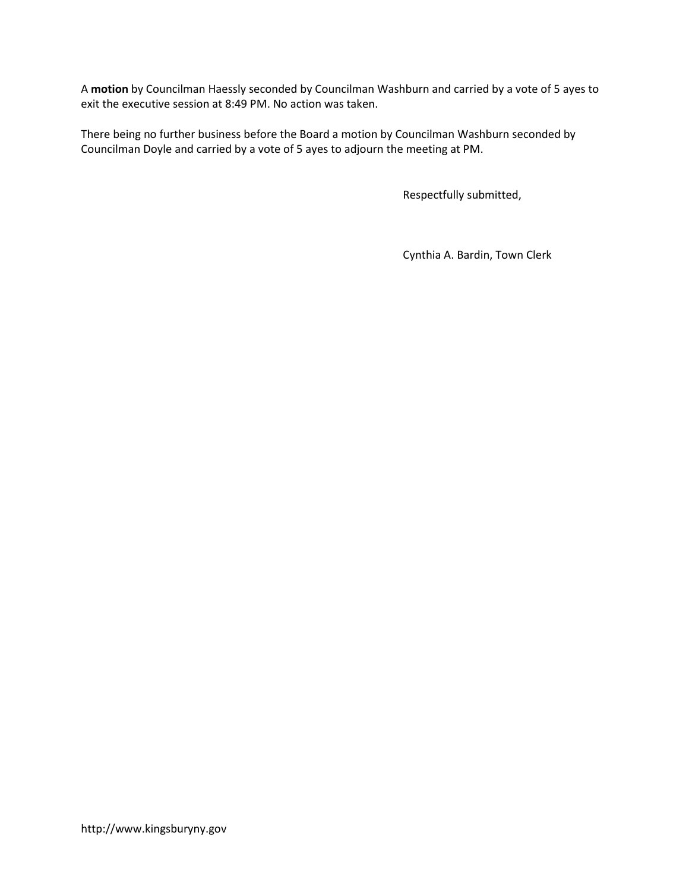A **motion** by Councilman Haessly seconded by Councilman Washburn and carried by a vote of 5 ayes to exit the executive session at 8:49 PM. No action was taken.

There being no further business before the Board a motion by Councilman Washburn seconded by Councilman Doyle and carried by a vote of 5 ayes to adjourn the meeting at PM.

Respectfully submitted,

Cynthia A. Bardin, Town Clerk